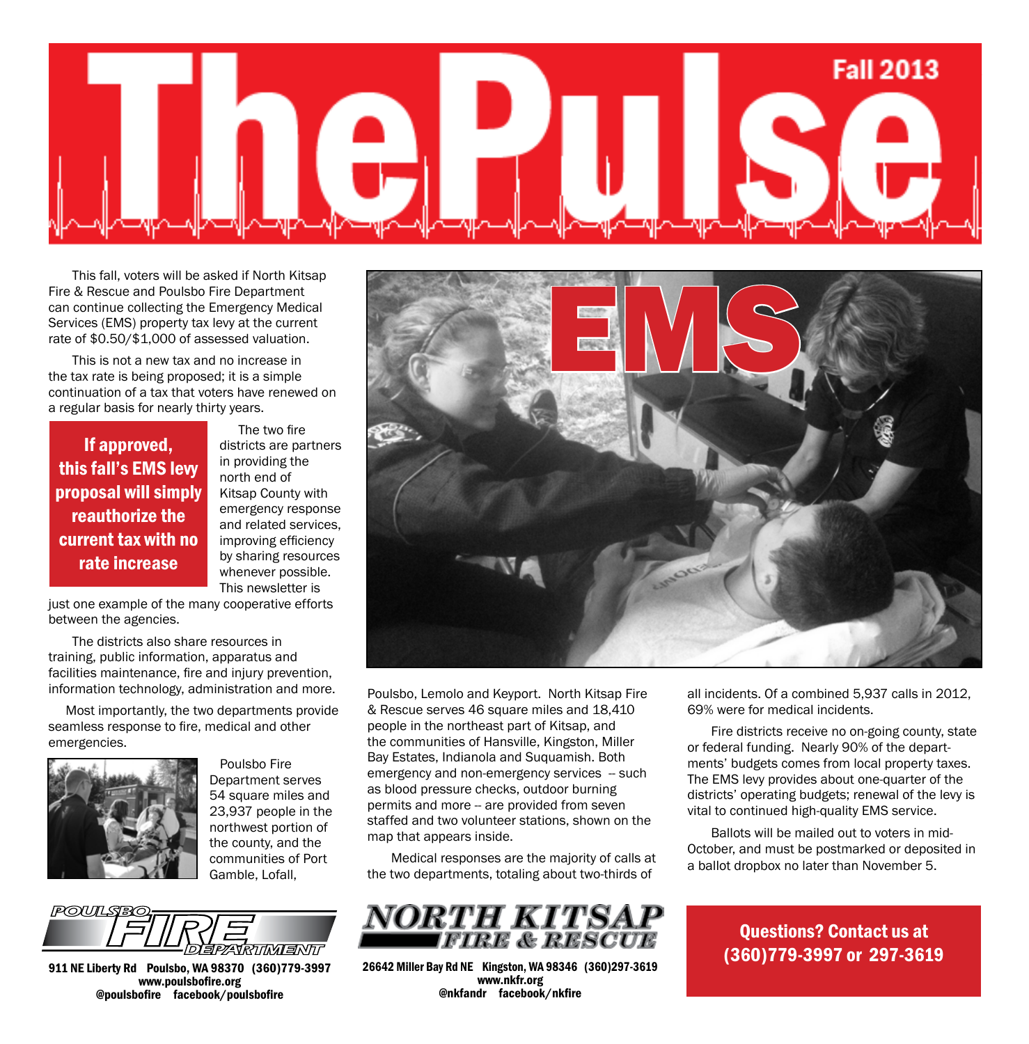# The Pulse

Fall 2013

## EMS

This fall, voters will be asked if North Kitsap Fire & Rescue and Poulsbo Fire Department can continue collecting the Emergency Medical Services (EMS) property tax levy at the current rate of $0.50/$1,000 of assessed valuation.

This is not a new tax and no increase in the tax rate is being proposed; it is a simple continuation of a tax that voters have renewed on a regular basis for nearly thirty years.

**If approved, this fall's EMS levy proposal will simply reauthorize the current tax with no rate increase**

The two fire districts are partners in providing the north end of Kitsap County with emergency response and related services, improving efficiency by sharing resources whenever possible. This newsletter is just one example of the many cooperative efforts between the agencies.

The districts also share resources in training, public information, apparatus and facilities maintenance, fire and injury prevention, information technology, administration and more.

Most importantly, the two departments provide seamless response to fire, medical and other emergencies.

Poulsbo Fire Department serves 54 square miles and 23,937 people in the northwest portion of the county, and the communities of Port Gamble, Lofall, Poulsbo, Lemolo and Keyport. North Kitsap Fire & Rescue serves 46 square miles and 18,410 people in the northeast part of Kitsap, and the communities of Hansville, Kingston, Miller Bay Estates, Indianola and Suquamish. Both emergency and non-emergency services -- such as blood pressure checks, outdoor burning permits and more -- are provided from seven staffed and two volunteer stations, shown on the map that appears inside.

Medical responses are the majority of calls at the two departments, totaling about two-thirds of all incidents. Of a combined 5,937 calls in 2012, 69% were for medical incidents.

Fire districts receive no on-going county, state or federal funding. Nearly 90% of the departments' budgets comes from local property taxes. The EMS levy provides about one-quarter of the districts' operating budgets; renewal of the levy is vital to continued high-quality EMS service.

Ballots will be mailed out to voters in mid-October, and must be postmarked or deposited in a ballot dropbox no later than November 5.

**Poulsbo Fire Department**
911 NE Liberty Rd Poulsbo, WA 98370 (360)779-3997
www.poulsbofire.org
@poulsbofire facebook/poulsbofire

**North Kitsap Fire & Rescue**
26642 Miller Bay Rd NE Kingston, WA 98346 (360)297-3619
www.nkfr.org
@nkfandr facebook/nkfire

**Questions? Contact us at (360)779-3997 or 297-3619**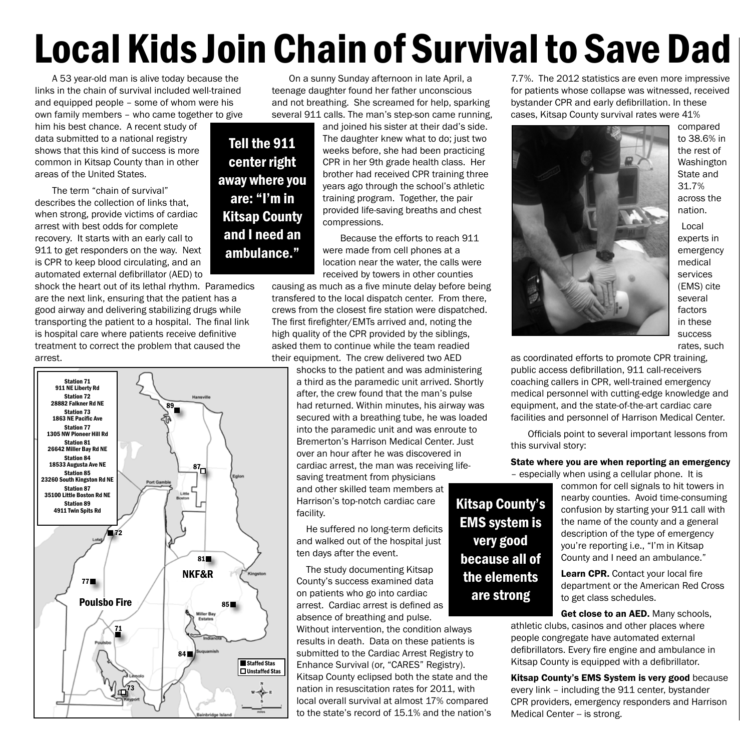# Local Kids Join Chain of Survival to Save Dad

A 53 year-old man is alive today because the links in the chain of survival included well-trained and equipped people – some of whom were his own family members – who came together to give him his best chance. A recent study of data submitted to a national registry shows that this kind of success is more common in Kitsap County than in other areas of the United States.

The term "chain of survival" describes the collection of links that, when strong, provide victims of cardiac arrest with best odds for complete recovery. It starts with an early call to 911 to get responders on the way. Next is CPR to keep blood circulating, and an automated external defibrillator (AED) to shock the heart out of its lethal rhythm. Paramedics are the next link, ensuring that the patient has a good airway and delivering stabilizing drugs while transporting the patient to a hospital. The final link is hospital care where patients receive definitive treatment to correct the problem that caused the arrest.

**Tell the 911 center right away where you are: "I'm in Kitsap County and I need an ambulance."**

Station 71 911 NE Liberty Rd
Station 72 28882 Falkner Rd NE
Station 73 1863 NE Pacific Ave
Station 77 1305 NW Pioneer Hill Rd
Station 81 26642 Miller Bay Rd NE
Station 84 18533 Augusta Ave NE
Station 85 23260 South Kingston Rd NE
Station 87 35100 Little Boston Rd NE
Station 89 4911 Twin Spits Rd

Staffed Stas / Unstaffed Stas

On a sunny Sunday afternoon in late April, a teenage daughter found her father unconscious and not breathing. She screamed for help, sparking several 911 calls. The man's step-son came running, and joined his sister at their dad's side. The daughter knew what to do; just two weeks before, she had been practicing CPR in her 9th grade health class. Her brother had received CPR training three years ago through the school's athletic training program. Together, the pair provided life-saving breaths and chest compressions.

Because the efforts to reach 911 were made from cell phones at a location near the water, the calls were received by towers in other counties causing as much as a five minute delay before being transfered to the local dispatch center. From there, crews from the closest fire station were dispatched. The first firefighter/EMTs arrived and, noting the high quality of the CPR provided by the siblings, asked them to continue while the team readied their equipment. The crew delivered two AED shocks to the patient and was administering a third as the paramedic unit arrived. Shortly after, the crew found that the man's pulse had returned. Within minutes, his airway was secured with a breathing tube, he was loaded into the paramedic unit and was enroute to Bremerton's Harrison Medical Center. Just over an hour after he was discovered in cardiac arrest, the man was receiving life-saving treatment from physicians and other skilled team members at Harrison's top-notch cardiac care facility.

He suffered no long-term deficits and walked out of the hospital just ten days after the event.

The study documenting Kitsap County's success examined data on patients who go into cardiac arrest. Cardiac arrest is defined as absence of breathing and pulse. Without intervention, the condition always results in death. Data on these patients is submitted to the Cardiac Arrest Registry to Enhance Survival (or, "CARES" Registry). Kitsap County eclipsed both the state and the nation in resuscitation rates for 2011, with local overall survival at almost 17% compared to the state's record of 15.1% and the nation's 7.7%. The 2012 statistics are even more impressive for patients whose collapse was witnessed, received bystander CPR and early defibrillation. In these cases, Kitsap County survival rates were 41% compared to 38.6% in the rest of Washington State and 31.7% across the nation.

**Kitsap County's EMS system is very good because all of the elements are strong**

Local experts in emergency medical services (EMS) cite several factors in these success rates, such as coordinated efforts to promote CPR training, public access defibrillation, 911 call-receivers coaching callers in CPR, well-trained emergency medical personnel with cutting-edge knowledge and equipment, and the state-of-the-art cardiac care facilities and personnel of Harrison Medical Center.

Officials point to several important lessons from this survival story:

**State where you are when reporting an emergency** – especially when using a cellular phone. It is common for cell signals to hit towers in nearby counties. Avoid time-consuming confusion by starting your 911 call with the name of the county and a general description of the type of emergency you're reporting i.e., "I'm in Kitsap County and I need an ambulance."

**Learn CPR.** Contact your local fire department or the American Red Cross to get class schedules.

**Get close to an AED.** Many schools, athletic clubs, casinos and other places where people congregate have automated external defibrillators. Every fire engine and ambulance in Kitsap County is equipped with a defibrillator.

**Kitsap County's EMS System is very good** because every link – including the 911 center, bystander CPR providers, emergency responders and Harrison Medical Center -- is strong.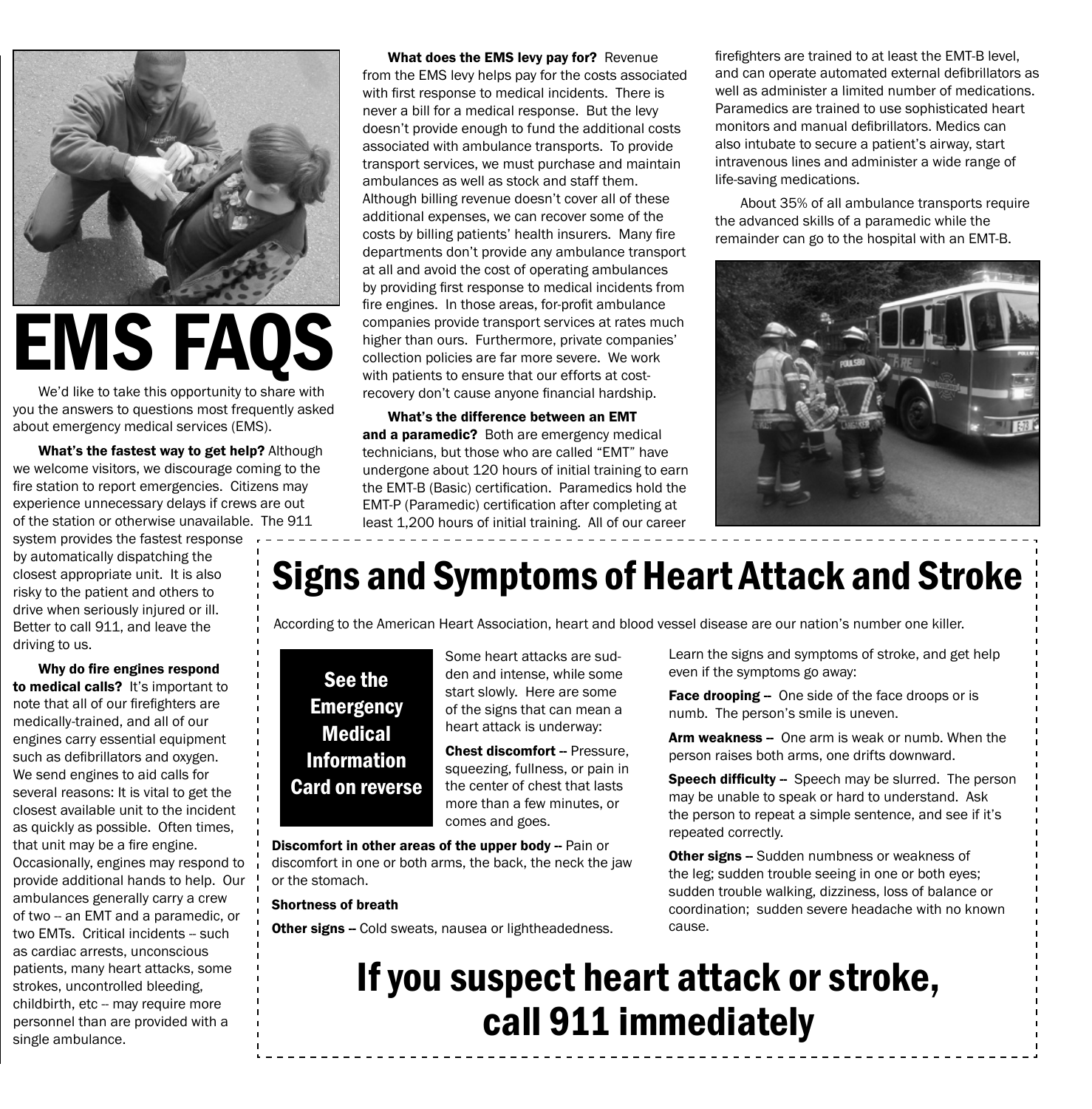# EMS FAQS

We'd like to take this opportunity to share with you the answers to questions most frequently asked about emergency medical services (EMS).

**What's the fastest way to get help?** Although we welcome visitors, we discourage coming to the fire station to report emergencies. Citizens may experience unnecessary delays if crews are out of the station or otherwise unavailable. The 911 system provides the fastest response by automatically dispatching the closest appropriate unit. It is also risky to the patient and others to drive when seriously injured or ill. Better to call 911, and leave the driving to us.

**Why do fire engines respond to medical calls?** It's important to note that all of our firefighters are medically-trained, and all of our engines carry essential equipment such as defibrillators and oxygen. We send engines to aid calls for several reasons: It is vital to get the closest available unit to the incident as quickly as possible. Often times, that unit may be a fire engine. Occasionally, engines may respond to provide additional hands to help. Our ambulances generally carry a crew of two -- an EMT and a paramedic, or two EMTs. Critical incidents -- such as cardiac arrests, unconscious patients, many heart attacks, some strokes, uncontrolled bleeding, childbirth, etc -- may require more personnel than are provided with a single ambulance.

**What does the EMS levy pay for?** Revenue from the EMS levy helps pay for the costs associated with first response to medical incidents. There is never a bill for a medical response. But the levy doesn't provide enough to fund the additional costs associated with ambulance transports. To provide transport services, we must purchase and maintain ambulances as well as stock and staff them. Although billing revenue doesn't cover all of these additional expenses, we can recover some of the costs by billing patients' health insurers. Many fire departments don't provide any ambulance transport at all and avoid the cost of operating ambulances by providing first response to medical incidents from fire engines. In those areas, for-profit ambulance companies provide transport services at rates much higher than ours. Furthermore, private companies' collection policies are far more severe. We work with patients to ensure that our efforts at cost-recovery don't cause anyone financial hardship.

**What's the difference between an EMT and a paramedic?** Both are emergency medical technicians, but those who are called "EMT" have undergone about 120 hours of initial training to earn the EMT-B (Basic) certification. Paramedics hold the EMT-P (Paramedic) certification after completing at least 1,200 hours of initial training. All of our career firefighters are trained to at least the EMT-B level, and can operate automated external defibrillators as well as administer a limited number of medications. Paramedics are trained to use sophisticated heart monitors and manual defibrillators. Medics can also intubate to secure a patient's airway, start intravenous lines and administer a wide range of life-saving medications.

About 35% of all ambulance transports require the advanced skills of a paramedic while the remainder can go to the hospital with an EMT-B.

## Signs and Symptoms of Heart Attack and Stroke

According to the American Heart Association, heart and blood vessel disease are our nation's number one killer.

**See the Emergency Medical Information Card on reverse**

Some heart attacks are sudden and intense, while some start slowly. Here are some of the signs that can mean a heart attack is underway:

**Chest discomfort** -- Pressure, squeezing, fullness, or pain in the center of chest that lasts more than a few minutes, or comes and goes.

**Discomfort in other areas of the upper body** -- Pain or discomfort in one or both arms, the back, the neck the jaw or the stomach.

**Shortness of breath**

**Other signs** -- Cold sweats, nausea or lightheadedness.

Learn the signs and symptoms of stroke, and get help even if the symptoms go away:

**Face drooping** -- One side of the face droops or is numb. The person's smile is uneven.

**Arm weakness** -- One arm is weak or numb. When the person raises both arms, one drifts downward.

**Speech difficulty** -- Speech may be slurred. The person may be unable to speak or hard to understand. Ask the person to repeat a simple sentence, and see if it's repeated correctly.

**Other signs** -- Sudden numbness or weakness of the leg; sudden trouble seeing in one or both eyes; sudden trouble walking, dizziness, loss of balance or coordination; sudden severe headache with no known cause.

## If you suspect heart attack or stroke, call 911 immediately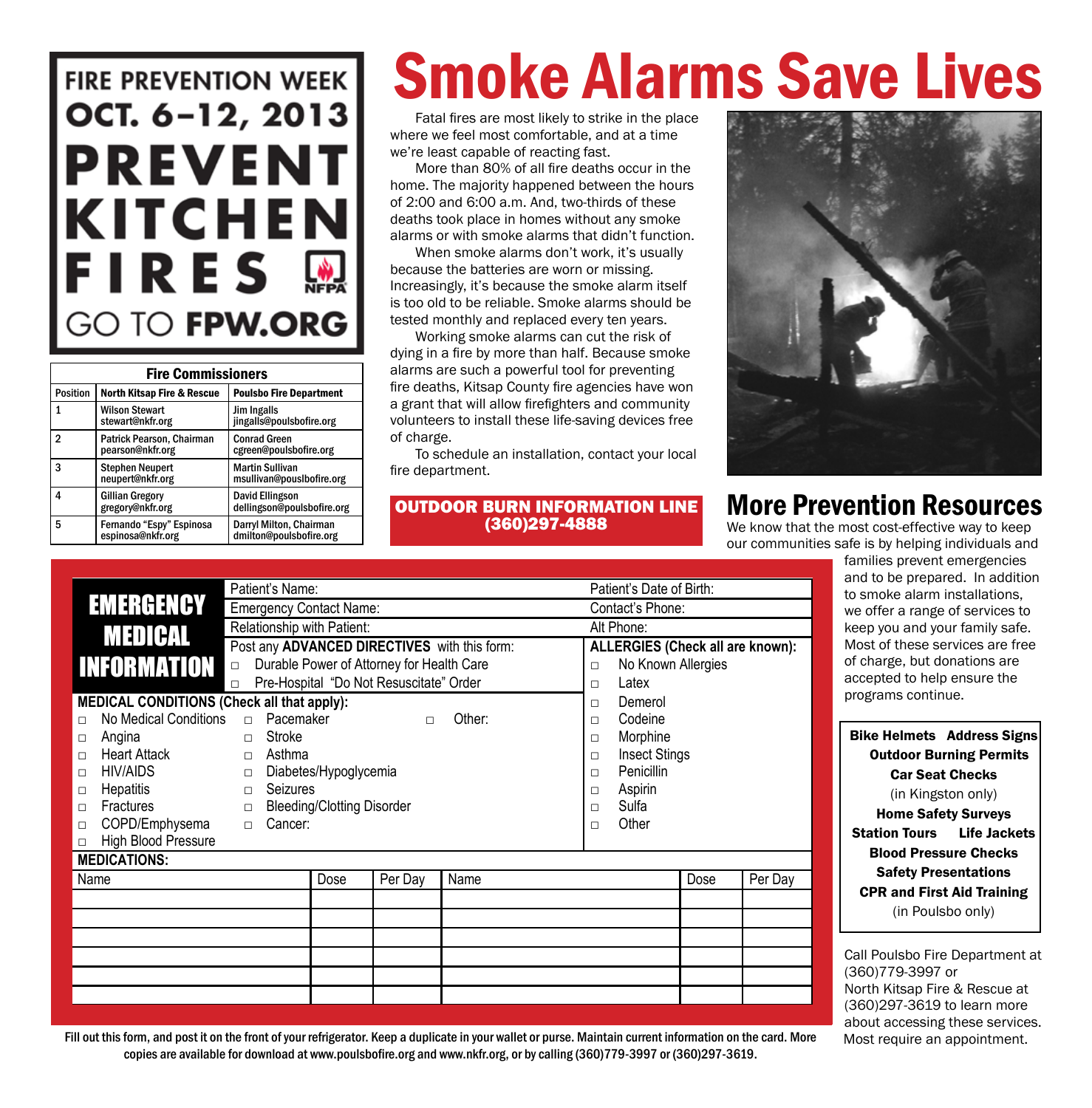# FIRE PREVENTION WEEK OCT. 6–12, 2013

## PREVENT KITCHEN FIRES

GO TO FPW.ORG

| Fire Commissioners | | |
|---|---|---|
| Position | North Kitsap Fire & Rescue | Poulsbo Fire Department |
| 1 | Wilson Stewart<br>stewart@nkfr.org | Jim Ingalls<br>jingalls@poulsbofire.org |
| 2 | Patrick Pearson, Chairman<br>pearson@nkfr.org | Conrad Green<br>cgreen@poulsbofire.org |
| 3 | Stephen Neupert<br>neupert@nkfr.org | Martin Sullivan<br>msullivan@pouslbofire.org |
| 4 | Gillian Gregory<br>gregory@nkfr.org | David Ellingson<br>dellingson@poulsbofire.org |
| 5 | Fernando "Espy" Espinosa<br>espinosa@nkfr.org | Darryl Milton, Chairman<br>dmilton@poulsbofire.org |

# Smoke Alarms Save Lives

Fatal fires are most likely to strike in the place where we feel most comfortable, and at a time we're least capable of reacting fast.

More than 80% of all fire deaths occur in the home. The majority happened between the hours of 2:00 and 6:00 a.m. And, two-thirds of these deaths took place in homes without any smoke alarms or with smoke alarms that didn't function.

When smoke alarms don't work, it's usually because the batteries are worn or missing. Increasingly, it's because the smoke alarm itself is too old to be reliable. Smoke alarms should be tested monthly and replaced every ten years.

Working smoke alarms can cut the risk of dying in a fire by more than half. Because smoke alarms are such a powerful tool for preventing fire deaths, Kitsap County fire agencies have won a grant that will allow firefighters and community volunteers to install these life-saving devices free of charge.

To schedule an installation, contact your local fire department.

**OUTDOOR BURN INFORMATION LINE (360)297-4888**

## More Prevention Resources

We know that the most cost-effective way to keep our communities safe is by helping individuals and families prevent emergencies and to be prepared. In addition to smoke alarm installations, we offer a range of services to keep you and your family safe. Most of these services are free of charge, but donations are accepted to help ensure the programs continue.

**Bike Helmets** **Address Signs**
**Outdoor Burning Permits**
**Car Seat Checks**
(in Kingston only)
**Home Safety Surveys**
**Station Tours** **Life Jackets**
**Blood Pressure Checks**
**Safety Presentations**
**CPR and First Aid Training**
(in Poulsbo only)

Call Poulsbo Fire Department at (360)779-3997 or North Kitsap Fire & Rescue at (360)297-3619 to learn more about accessing these services. Most require an appointment.

## EMERGENCY MEDICAL INFORMATION

Patient's Name:　　　　　　　　Patient's Date of Birth:

Emergency Contact Name:　　　　Contact's Phone:

Relationship with Patient:　　　　Alt Phone:

Post any **ADVANCED DIRECTIVES** with this form:
- ☐ Durable Power of Attorney for Health Care
- ☐ Pre-Hospital "Do Not Resuscitate" Order

**ALLERGIES (Check all are known):**
- ☐ No Known Allergies
- ☐ Latex
- ☐ Demerol
- ☐ Codeine
- ☐ Morphine
- ☐ Insect Stings
- ☐ Penicillin
- ☐ Aspirin
- ☐ Sulfa
- ☐ Other

**MEDICAL CONDITIONS (Check all that apply):**
- ☐ No Medical Conditions
- ☐ Angina
- ☐ Heart Attack
- ☐ HIV/AIDS
- ☐ Hepatitis
- ☐ Fractures
- ☐ COPD/Emphysema
- ☐ High Blood Pressure
- ☐ Pacemaker
- ☐ Stroke
- ☐ Asthma
- ☐ Diabetes/Hypoglycemia
- ☐ Seizures
- ☐ Bleeding/Clotting Disorder
- ☐ Cancer:
- ☐ Other:

**MEDICATIONS:**

| Name | Dose | Per Day | Name | Dose | Per Day |
|---|---|---|---|---|---|
| | | | | | |
| | | | | | |
| | | | | | |
| | | | | | |
| | | | | | |
| | | | | | |

Fill out this form, and post it on the front of your refrigerator. Keep a duplicate in your wallet or purse. Maintain current information on the card. More copies are available for download at www.poulsbofire.org and www.nkfr.org, or by calling (360)779-3997 or (360)297-3619.